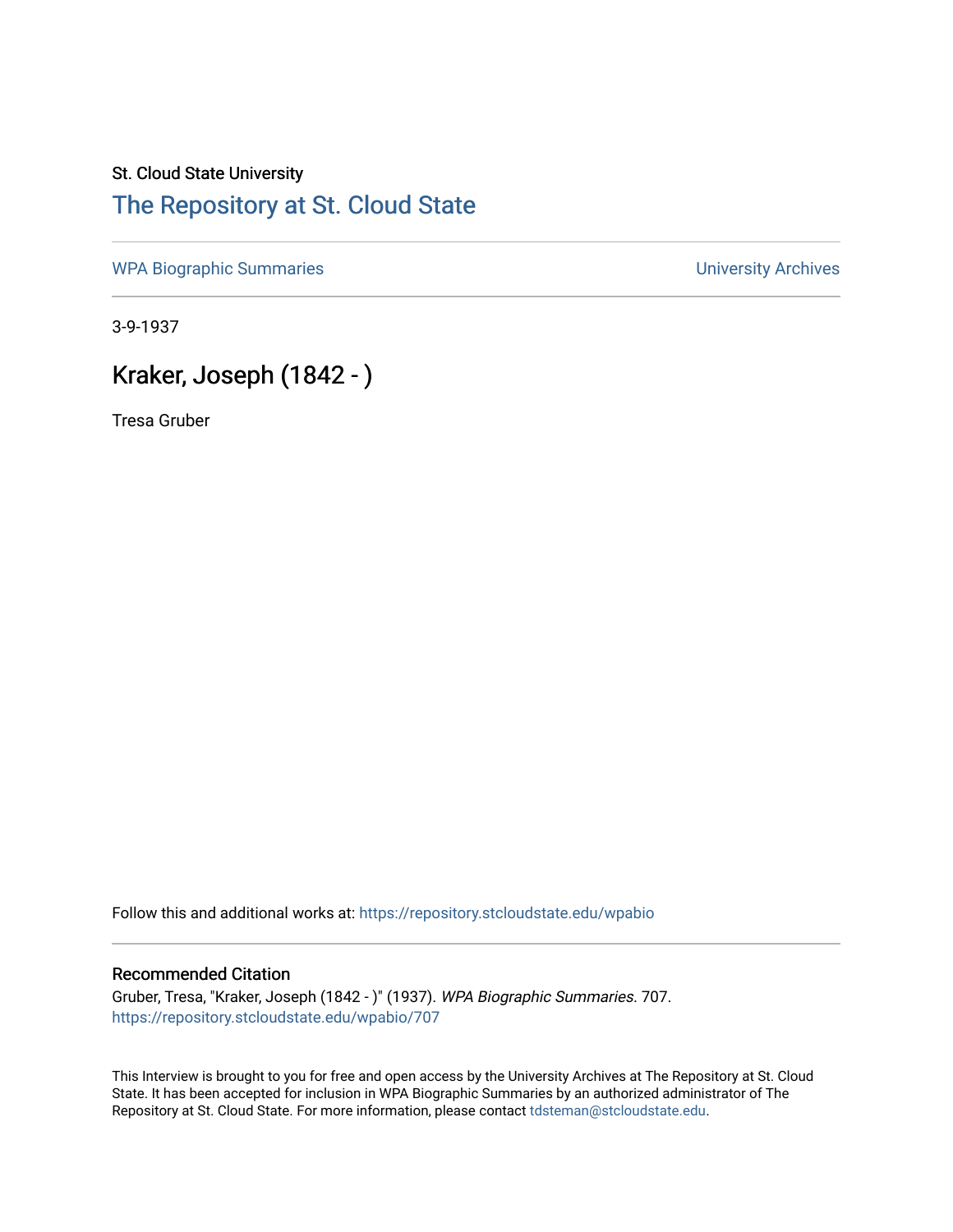St. Cloud State University

# The Repository at St. Cloud State

WPA Biographic Summaries | University Archives

3-9-1937

## Kraker, Joseph (1842 - )

Tresa Gruber

Follow this and additional works at: https://repository.stcloudstate.edu/wpabio

### Recommended Citation

Gruber, Tresa, "Kraker, Joseph (1842 - )" (1937). *WPA Biographic Summaries*. 707.
https://repository.stcloudstate.edu/wpabio/707

This Interview is brought to you for free and open access by the University Archives at The Repository at St. Cloud State. It has been accepted for inclusion in WPA Biographic Summaries by an authorized administrator of The Repository at St. Cloud State. For more information, please contact tdsteman@stcloudstate.edu.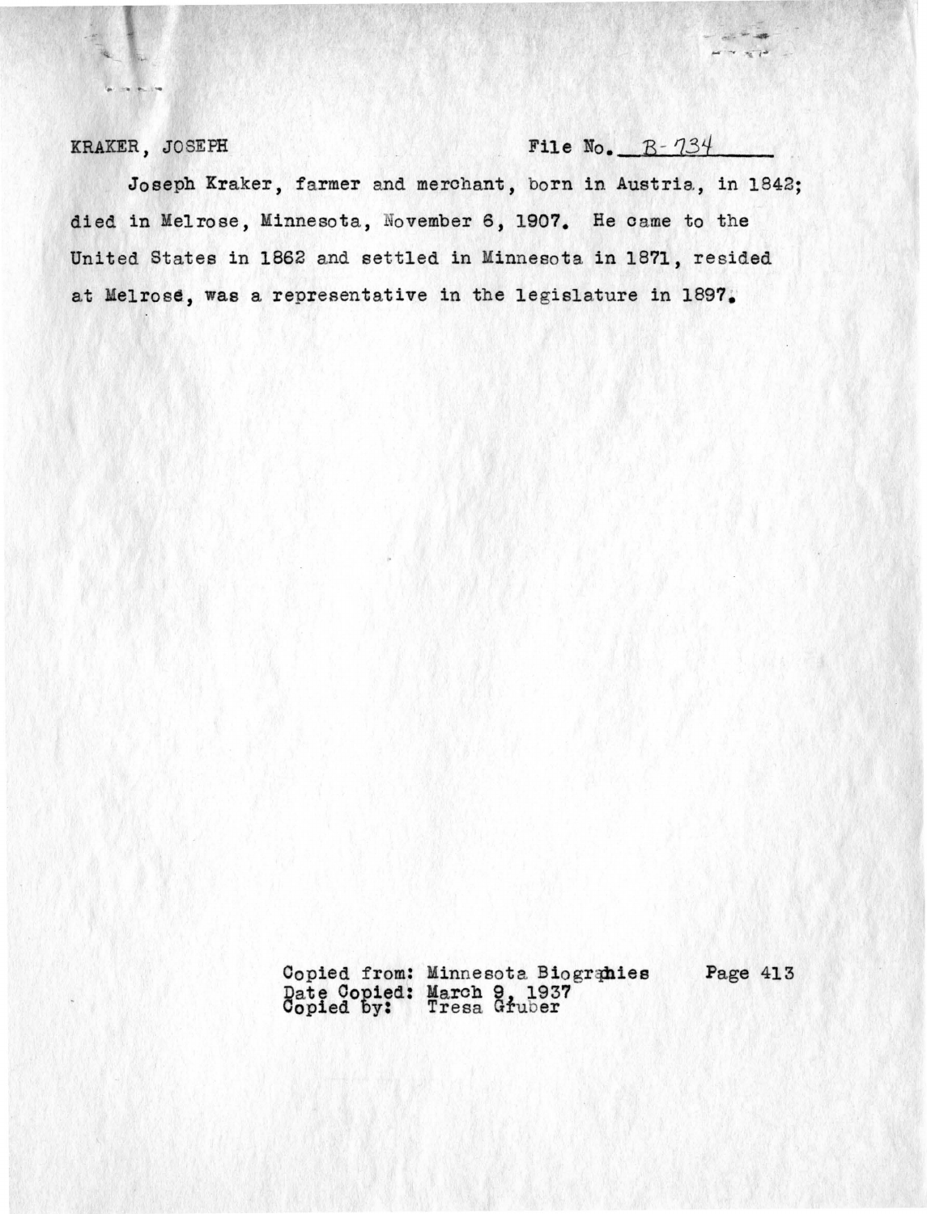KRAKER, JOSEPH File No. B-734

Joseph Kraker, farmer and merchant, born in Austria, in 1842; died in Melrose, Minnesota, November 6, 1907. He came to the United States in 1862 and settled in Minnesota in 1871, resided at Melrose, was a representative in the legislature in 1897.

Copied from: Minnesota Biographies Page 413
Date Copied: March 9, 1937
Copied by: Tresa Gruber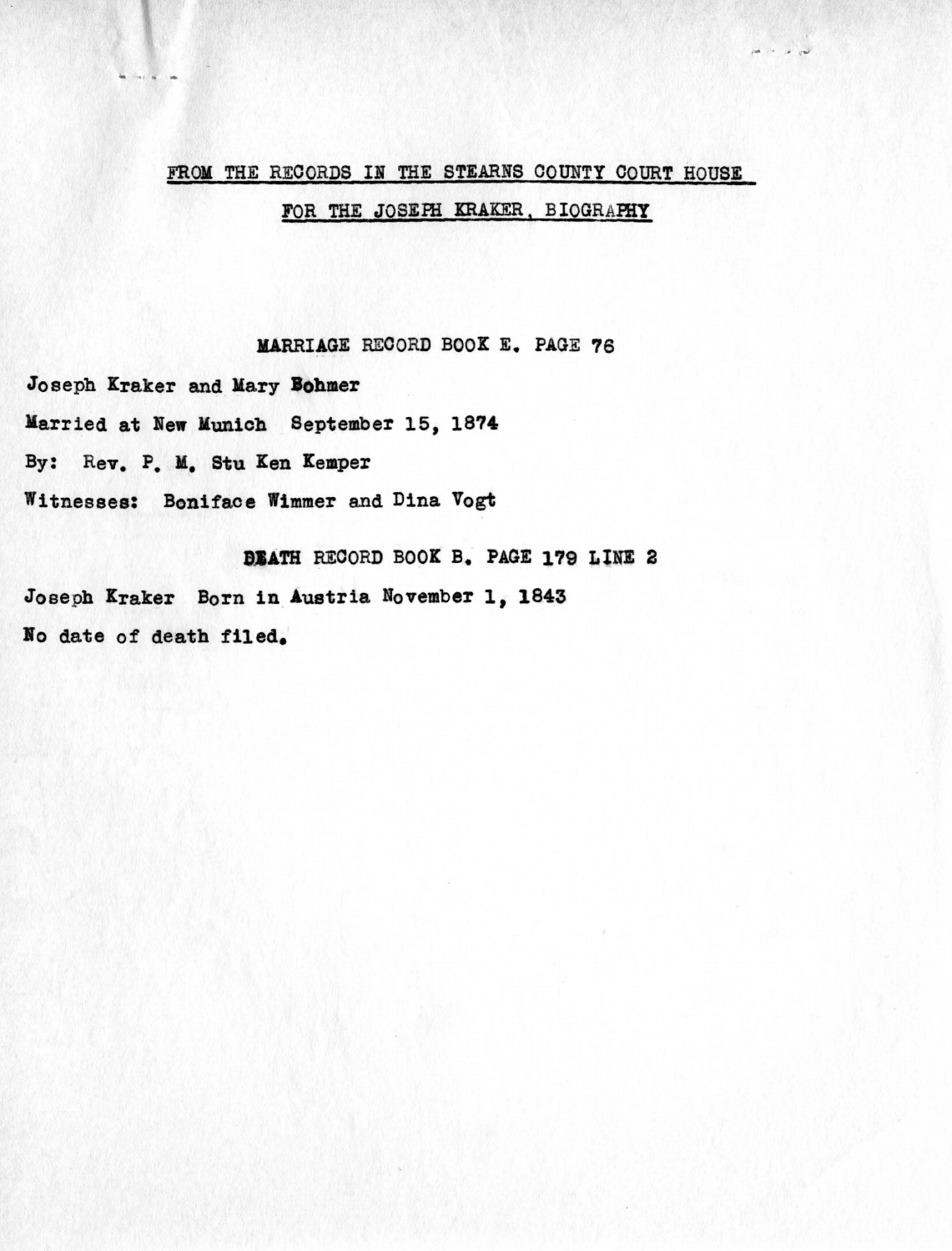# FROM THE RECORDS IN THE STEARNS COUNTY COURT HOUSE

## FOR THE JOSEPH KRAKER, BIOGRAPHY

### MARRIAGE RECORD BOOK E. PAGE 76

Joseph Kraker and Mary Bohmer

Married at New Munich September 15, 1874

By: Rev. P. M. Stu Ken Kemper

Witnesses: Boniface Wimmer and Dina Vogt

### DEATH RECORD BOOK B. PAGE 179 LINE 2

Joseph Kraker Born in Austria November 1, 1843

No date of death filed.